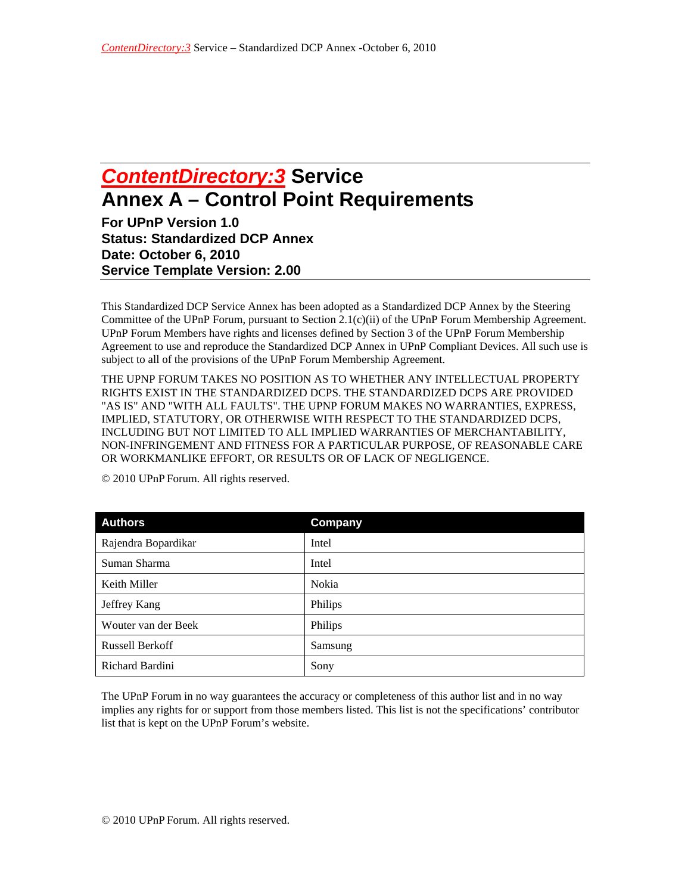# ContentDirectory:3 Service
# Annex A – Control Point Requirements

**For UPnP Version 1.0**
**Status: Standardized DCP Annex**
**Date: October 6, 2010**
**Service Template Version: 2.00**

This Standardized DCP Service Annex has been adopted as a Standardized DCP Annex by the Steering Committee of the UPnP Forum, pursuant to Section 2.1(c)(ii) of the UPnP Forum Membership Agreement. UPnP Forum Members have rights and licenses defined by Section 3 of the UPnP Forum Membership Agreement to use and reproduce the Standardized DCP Annex in UPnP Compliant Devices. All such use is subject to all of the provisions of the UPnP Forum Membership Agreement.

THE UPNP FORUM TAKES NO POSITION AS TO WHETHER ANY INTELLECTUAL PROPERTY RIGHTS EXIST IN THE STANDARDIZED DCPS. THE STANDARDIZED DCPS ARE PROVIDED "AS IS" AND "WITH ALL FAULTS". THE UPNP FORUM MAKES NO WARRANTIES, EXPRESS, IMPLIED, STATUTORY, OR OTHERWISE WITH RESPECT TO THE STANDARDIZED DCPS, INCLUDING BUT NOT LIMITED TO ALL IMPLIED WARRANTIES OF MERCHANTABILITY, NON-INFRINGEMENT AND FITNESS FOR A PARTICULAR PURPOSE, OF REASONABLE CARE OR WORKMANLIKE EFFORT, OR RESULTS OR OF LACK OF NEGLIGENCE.

© 2010 UPnP Forum. All rights reserved.

| Authors | Company |
|---|---|
| Rajendra Bopardikar | Intel |
| Suman Sharma | Intel |
| Keith Miller | Nokia |
| Jeffrey Kang | Philips |
| Wouter van der Beek | Philips |
| Russell Berkoff | Samsung |
| Richard Bardini | Sony |

The UPnP Forum in no way guarantees the accuracy or completeness of this author list and in no way implies any rights for or support from those members listed. This list is not the specifications' contributor list that is kept on the UPnP Forum's website.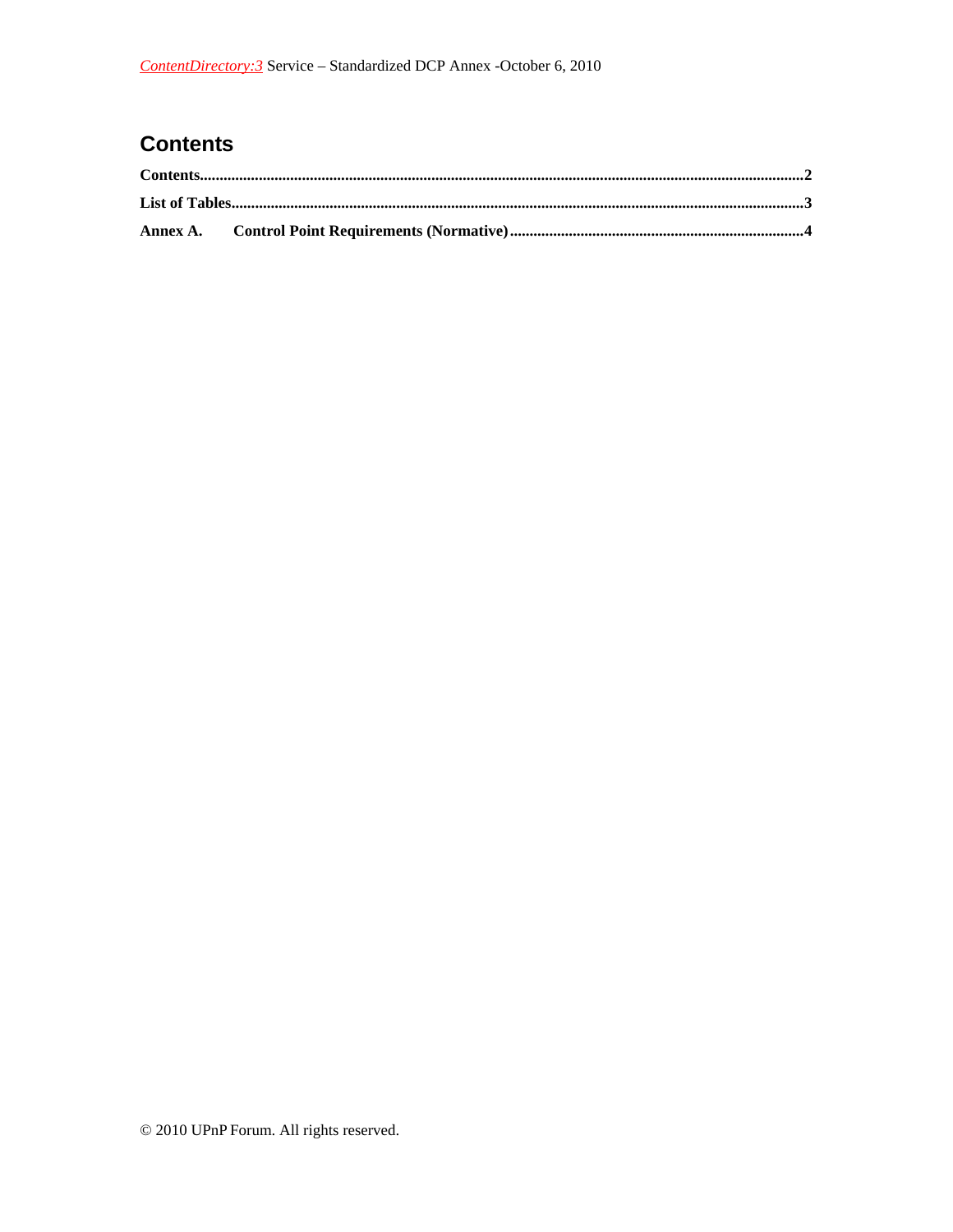# Contents

**Contents......................................................................................................................................................2**

**List of Tables................................................................................................................................................3**

**Annex A. Control Point Requirements (Normative)..........................................................................4**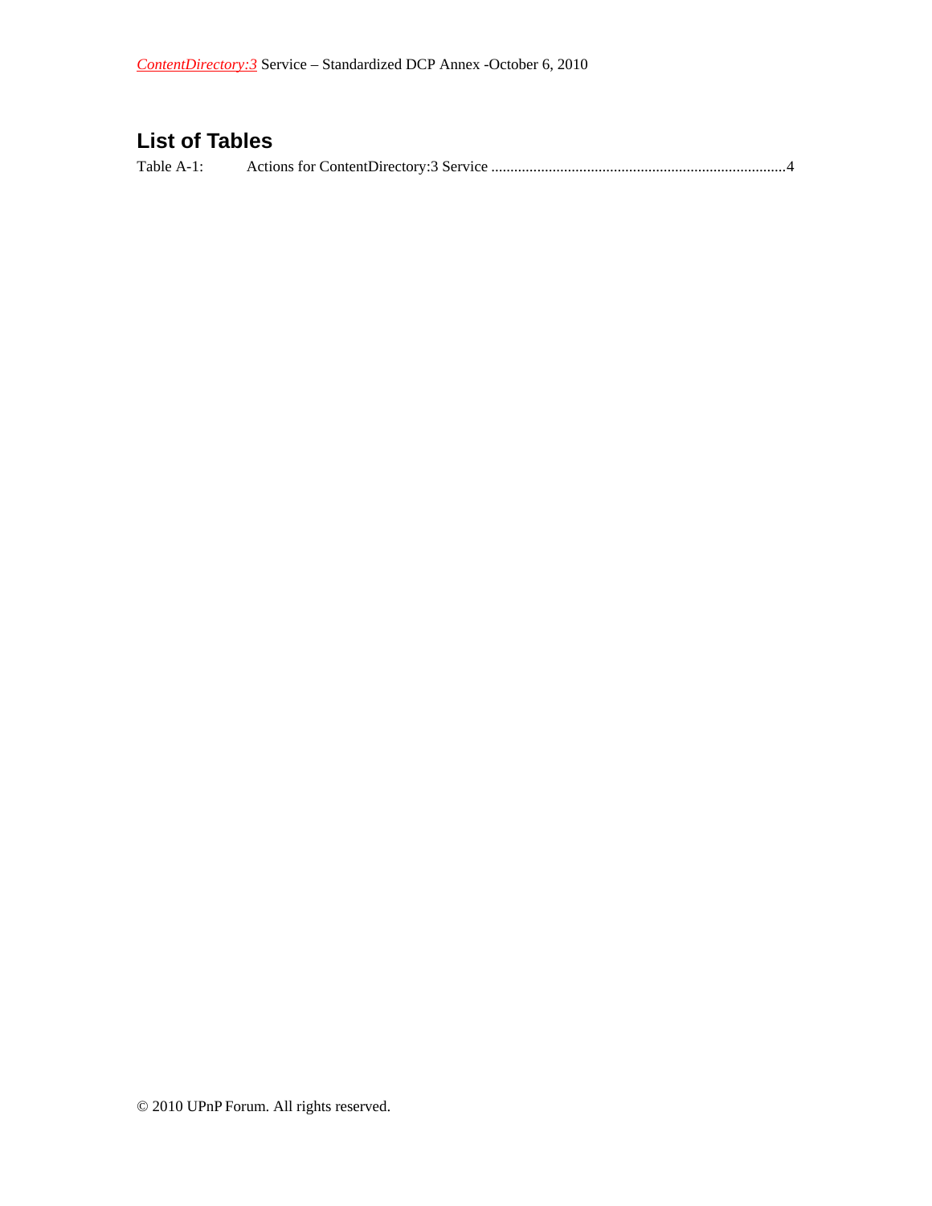## List of Tables

Table A-1: Actions for ContentDirectory:3 Service ............................................................................4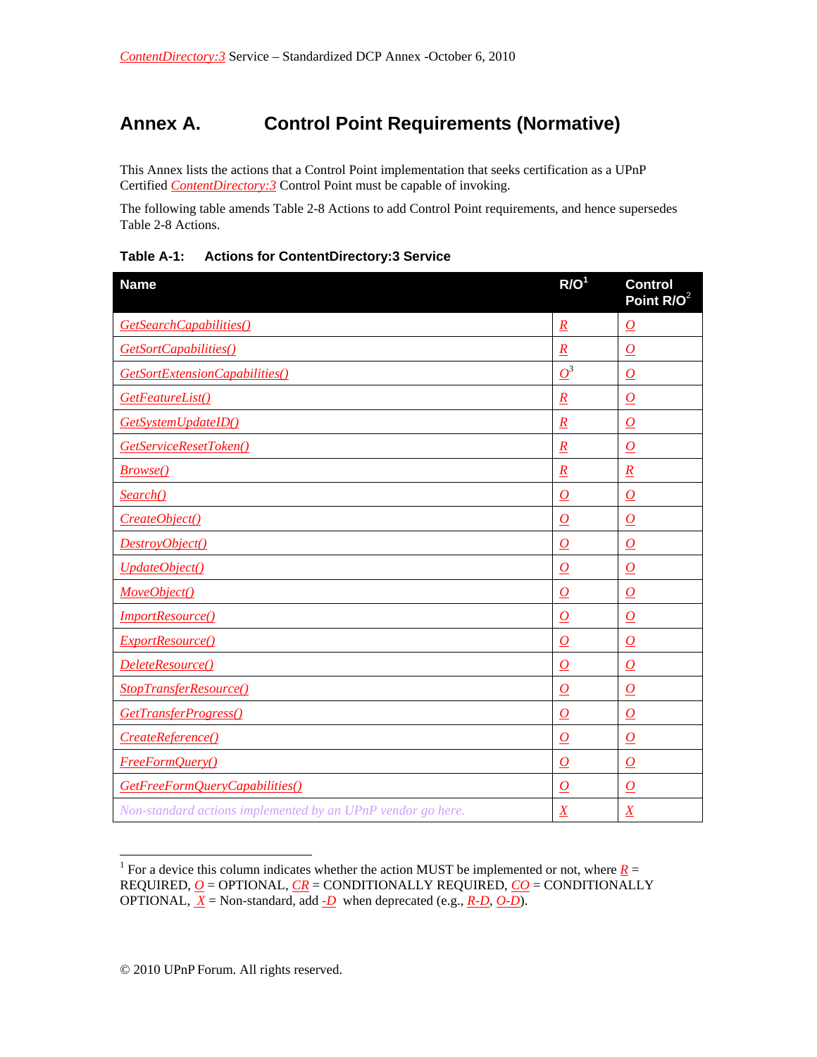# Annex A. Control Point Requirements (Normative)

This Annex lists the actions that a Control Point implementation that seeks certification as a UPnP Certified *ContentDirectory:3* Control Point must be capable of invoking.

The following table amends Table 2-8 Actions to add Control Point requirements, and hence supersedes Table 2-8 Actions.

**Table A-1: Actions for ContentDirectory:3 Service**

| Name | R/O[1] | Control Point R/O[2] |
|---|---|---|
| *GetSearchCapabilities()* | *R* | *O* |
| *GetSortCapabilities()* | *R* | *O* |
| *GetSortExtensionCapabilities()* | *O*[3] | *O* |
| *GetFeatureList()* | *R* | *O* |
| *GetSystemUpdateID()* | *R* | *O* |
| *GetServiceResetToken()* | *R* | *O* |
| *Browse()* | *R* | *R* |
| *Search()* | *O* | *O* |
| *CreateObject()* | *O* | *O* |
| *DestroyObject()* | *O* | *O* |
| *UpdateObject()* | *O* | *O* |
| *MoveObject()* | *O* | *O* |
| *ImportResource()* | *O* | *O* |
| *ExportResource()* | *O* | *O* |
| *DeleteResource()* | *O* | *O* |
| *StopTransferResource()* | *O* | *O* |
| *GetTransferProgress()* | *O* | *O* |
| *CreateReference()* | *O* | *O* |
| *FreeFormQuery()* | *O* | *O* |
| *GetFreeFormQueryCapabilities()* | *O* | *O* |
| *Non-standard actions implemented by an UPnP vendor go here.* | *X* | *X* |

[1] For a device this column indicates whether the action MUST be implemented or not, where *R* = REQUIRED, *O* = OPTIONAL, *CR* = CONDITIONALLY REQUIRED, *CO* = CONDITIONALLY OPTIONAL, *X* = Non-standard, add *-D* when deprecated (e.g., *R-D*, *O-D*).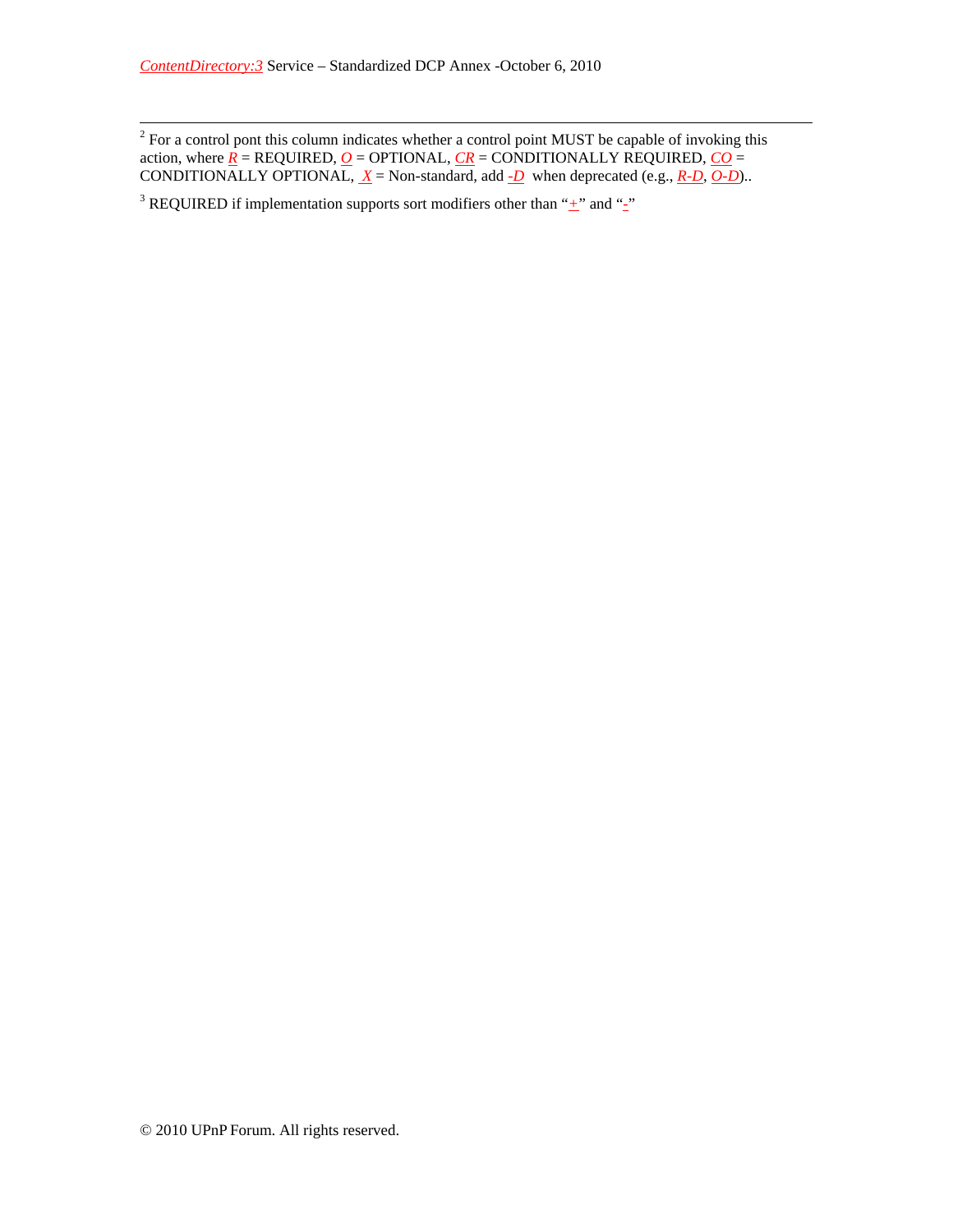[2] For a control pont this column indicates whether a control point MUST be capable of invoking this action, where *R* = REQUIRED, *O* = OPTIONAL, *CR* = CONDITIONALLY REQUIRED, *CO* = CONDITIONALLY OPTIONAL, *X* = Non-standard, add *-D* when deprecated (e.g., *R-D*, *O-D*)..

[3] REQUIRED if implementation supports sort modifiers other than "+" and "-"